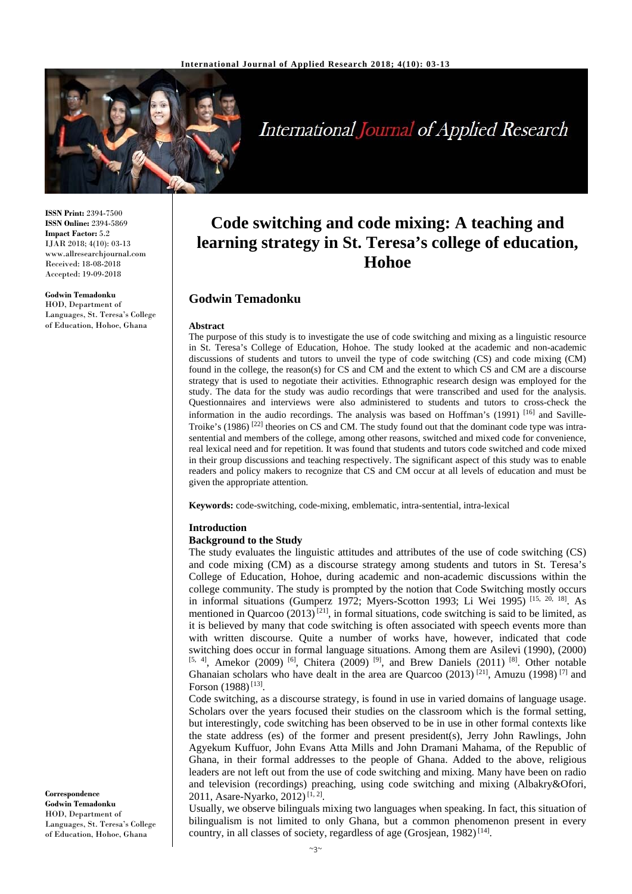**ISSN Print:** 2394-7500
**ISSN Online:** 2394-5869
**Impact Factor:** 5.2
IJAR 2018; 4(10): 03-13
www.allresearchjournal.com
Received: 18-08-2018
Accepted: 19-09-2018

**Godwin Temadonku**
HOD, Department of Languages, St. Teresa's College of Education, Hohoe, Ghana

**Correspondence**
**Godwin Temadonku**
HOD, Department of Languages, St. Teresa's College of Education, Hohoe, Ghana

# Code switching and code mixing: A teaching and learning strategy in St. Teresa's college of education, Hohoe

## Godwin Temadonku

**Abstract**

The purpose of this study is to investigate the use of code switching and mixing as a linguistic resource in St. Teresa's College of Education, Hohoe. The study looked at the academic and non-academic discussions of students and tutors to unveil the type of code switching (CS) and code mixing (CM) found in the college, the reason(s) for CS and CM and the extent to which CS and CM are a discourse strategy that is used to negotiate their activities. Ethnographic research design was employed for the study. The data for the study was audio recordings that were transcribed and used for the analysis. Questionnaires and interviews were also administered to students and tutors to cross-check the information in the audio recordings. The analysis was based on Hoffman's (1991) [16] and Saville-Troike's (1986) [22] theories on CS and CM. The study found out that the dominant code type was intra-sentential and members of the college, among other reasons, switched and mixed code for convenience, real lexical need and for repetition. It was found that students and tutors code switched and code mixed in their group discussions and teaching respectively. The significant aspect of this study was to enable readers and policy makers to recognize that CS and CM occur at all levels of education and must be given the appropriate attention.

**Keywords:** code-switching, code-mixing, emblematic, intra-sentential, intra-lexical

### Introduction

### Background to the Study

The study evaluates the linguistic attitudes and attributes of the use of code switching (CS) and code mixing (CM) as a discourse strategy among students and tutors in St. Teresa's College of Education, Hohoe, during academic and non-academic discussions within the college community. The study is prompted by the notion that Code Switching mostly occurs in informal situations (Gumperz 1972; Myers-Scotton 1993; Li Wei 1995) [15, 20, 18]. As mentioned in Quarcoo (2013) [21], in formal situations, code switching is said to be limited, as it is believed by many that code switching is often associated with speech events more than with written discourse. Quite a number of works have, however, indicated that code switching does occur in formal language situations. Among them are Asilevi (1990), (2000) [5, 4], Amekor (2009) [6], Chitera (2009) [9], and Brew Daniels (2011) [8]. Other notable Ghanaian scholars who have dealt in the area are Quarcoo (2013) [21], Amuzu (1998) [7] and Forson (1988) [13].

Code switching, as a discourse strategy, is found in use in varied domains of language usage. Scholars over the years focused their studies on the classroom which is the formal setting, but interestingly, code switching has been observed to be in use in other formal contexts like the state address (es) of the former and present president(s), Jerry John Rawlings, John Agyekum Kuffuor, John Evans Atta Mills and John Dramani Mahama, of the Republic of Ghana, in their formal addresses to the people of Ghana. Added to the above, religious leaders are not left out from the use of code switching and mixing. Many have been on radio and television (recordings) preaching, using code switching and mixing (Albakry&Ofori, 2011, Asare-Nyarko, 2012) [1, 2].

Usually, we observe bilinguals mixing two languages when speaking. In fact, this situation of bilingualism is not limited to only Ghana, but a common phenomenon present in every country, in all classes of society, regardless of age (Grosjean, 1982) [14].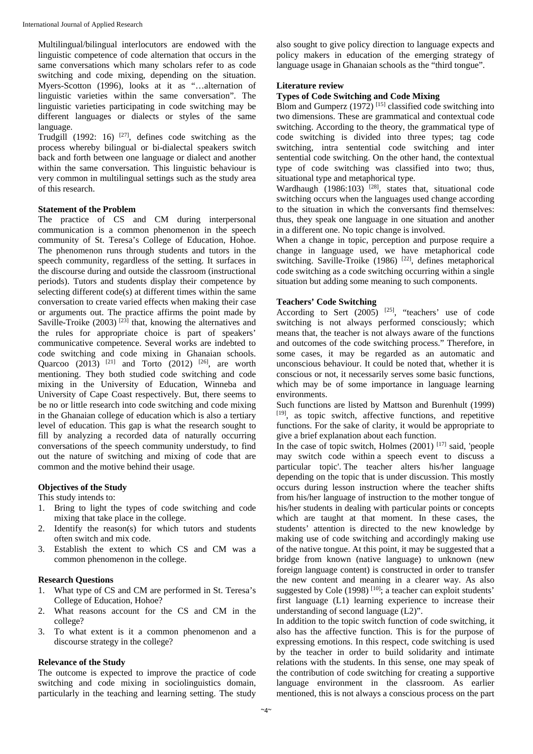Multilingual/bilingual interlocutors are endowed with the linguistic competence of code alternation that occurs in the same conversations which many scholars refer to as code switching and code mixing, depending on the situation. Myers-Scotton (1996), looks at it as "…alternation of linguistic varieties within the same conversation". The linguistic varieties participating in code switching may be different languages or dialects or styles of the same language.

Trudgill (1992: 16) [27], defines code switching as the process whereby bilingual or bi-dialectal speakers switch back and forth between one language or dialect and another within the same conversation. This linguistic behaviour is very common in multilingual settings such as the study area of this research.

### Statement of the Problem

The practice of CS and CM during interpersonal communication is a common phenomenon in the speech community of St. Teresa's College of Education, Hohoe. The phenomenon runs through students and tutors in the speech community, regardless of the setting. It surfaces in the discourse during and outside the classroom (instructional periods). Tutors and students display their competence by selecting different code(s) at different times within the same conversation to create varied effects when making their case or arguments out. The practice affirms the point made by Saville-Troike (2003) [23] that, knowing the alternatives and the rules for appropriate choice is part of speakers' communicative competence. Several works are indebted to code switching and code mixing in Ghanaian schools. Quarcoo (2013) [21] and Torto (2012) [26], are worth mentioning. They both studied code switching and code mixing in the University of Education, Winneba and University of Cape Coast respectively. But, there seems to be no or little research into code switching and code mixing in the Ghanaian college of education which is also a tertiary level of education. This gap is what the research sought to fill by analyzing a recorded data of naturally occurring conversations of the speech community understudy, to find out the nature of switching and mixing of code that are common and the motive behind their usage.

### Objectives of the Study

This study intends to:

1. Bring to light the types of code switching and code mixing that take place in the college.
2. Identify the reason(s) for which tutors and students often switch and mix code.
3. Establish the extent to which CS and CM was a common phenomenon in the college.

### Research Questions

1. What type of CS and CM are performed in St. Teresa's College of Education, Hohoe?
2. What reasons account for the CS and CM in the college?
3. To what extent is it a common phenomenon and a discourse strategy in the college?

### Relevance of the Study

The outcome is expected to improve the practice of code switching and code mixing in sociolinguistics domain, particularly in the teaching and learning setting. The study also sought to give policy direction to language expects and policy makers in education of the emerging strategy of language usage in Ghanaian schools as the "third tongue".

## Literature review

### Types of Code Switching and Code Mixing

Blom and Gumperz (1972) [15] classified code switching into two dimensions. These are grammatical and contextual code switching. According to the theory, the grammatical type of code switching is divided into three types; tag code switching, intra sentential code switching and inter sentential code switching. On the other hand, the contextual type of code switching was classified into two; thus, situational type and metaphorical type.

Wardhaugh (1986:103) [28], states that, situational code switching occurs when the languages used change according to the situation in which the conversants find themselves: thus, they speak one language in one situation and another in a different one. No topic change is involved.

When a change in topic, perception and purpose require a change in language used, we have metaphorical code switching. Saville-Troike (1986) [22], defines metaphorical code switching as a code switching occurring within a single situation but adding some meaning to such components.

### Teachers' Code Switching

According to Sert (2005) [25], "teachers' use of code switching is not always performed consciously; which means that, the teacher is not always aware of the functions and outcomes of the code switching process." Therefore, in some cases, it may be regarded as an automatic and unconscious behaviour. It could be noted that, whether it is conscious or not, it necessarily serves some basic functions, which may be of some importance in language learning environments.

Such functions are listed by Mattson and Burenhult (1999) [19], as topic switch, affective functions, and repetitive functions. For the sake of clarity, it would be appropriate to give a brief explanation about each function.

In the case of topic switch, Holmes (2001) [17] said, 'people may switch code within a speech event to discuss a particular topic'. The teacher alters his/her language depending on the topic that is under discussion. This mostly occurs during lesson instruction where the teacher shifts from his/her language of instruction to the mother tongue of his/her students in dealing with particular points or concepts which are taught at that moment. In these cases, the students' attention is directed to the new knowledge by making use of code switching and accordingly making use of the native tongue. At this point, it may be suggested that a bridge from known (native language) to unknown (new foreign language content) is constructed in order to transfer the new content and meaning in a clearer way. As also suggested by Cole (1998) [10]; a teacher can exploit students' first language (L1) learning experience to increase their understanding of second language (L2)".

In addition to the topic switch function of code switching, it also has the affective function. This is for the purpose of expressing emotions. In this respect, code switching is used by the teacher in order to build solidarity and intimate relations with the students. In this sense, one may speak of the contribution of code switching for creating a supportive language environment in the classroom. As earlier mentioned, this is not always a conscious process on the part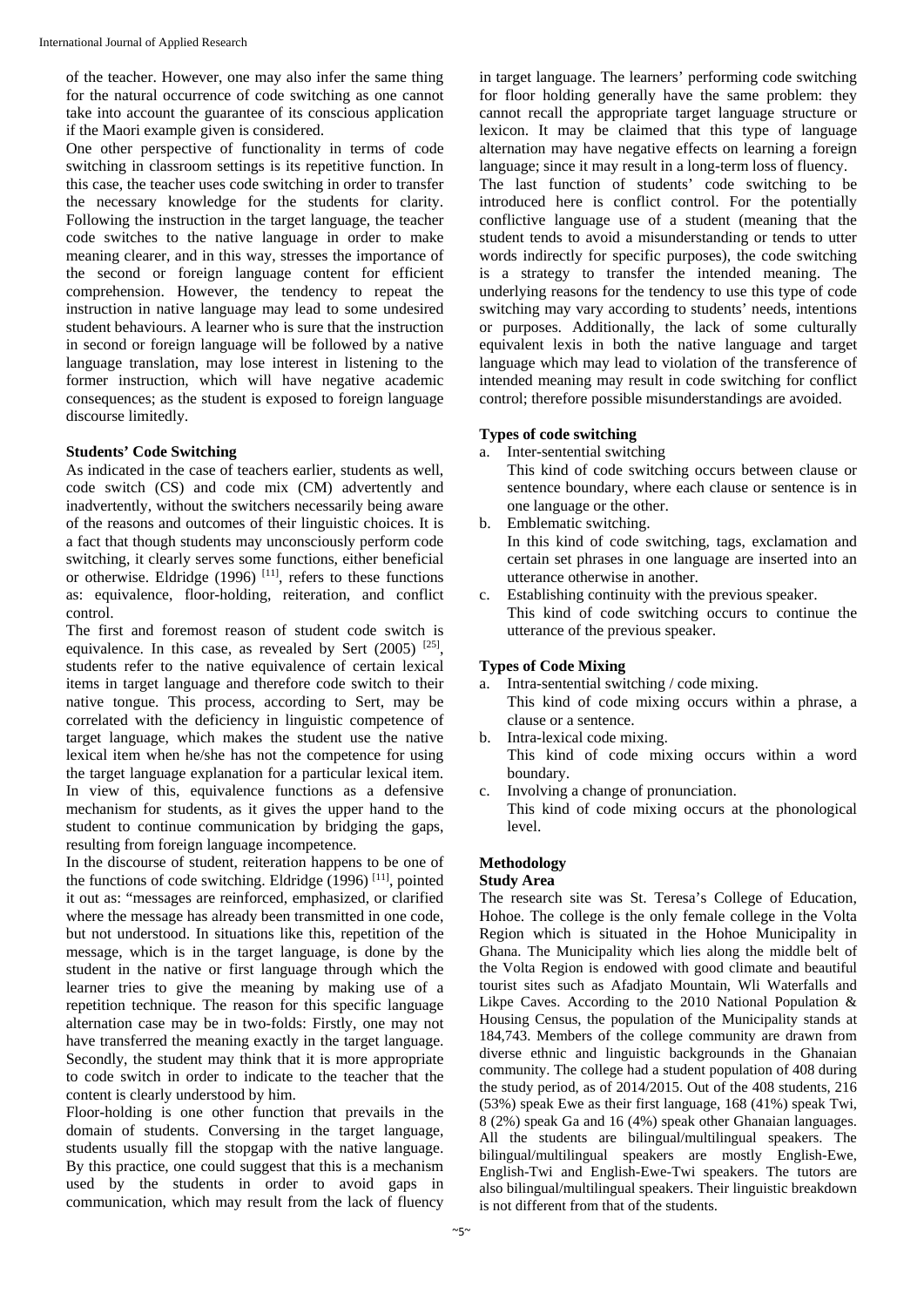of the teacher. However, one may also infer the same thing for the natural occurrence of code switching as one cannot take into account the guarantee of its conscious application if the Maori example given is considered.

One other perspective of functionality in terms of code switching in classroom settings is its repetitive function. In this case, the teacher uses code switching in order to transfer the necessary knowledge for the students for clarity. Following the instruction in the target language, the teacher code switches to the native language in order to make meaning clearer, and in this way, stresses the importance of the second or foreign language content for efficient comprehension. However, the tendency to repeat the instruction in native language may lead to some undesired student behaviours. A learner who is sure that the instruction in second or foreign language will be followed by a native language translation, may lose interest in listening to the former instruction, which will have negative academic consequences; as the student is exposed to foreign language discourse limitedly.

**Students' Code Switching**

As indicated in the case of teachers earlier, students as well, code switch (CS) and code mix (CM) advertently and inadvertently, without the switchers necessarily being aware of the reasons and outcomes of their linguistic choices. It is a fact that though students may unconsciously perform code switching, it clearly serves some functions, either beneficial or otherwise. Eldridge (1996) [11], refers to these functions as: equivalence, floor-holding, reiteration, and conflict control.

The first and foremost reason of student code switch is equivalence. In this case, as revealed by Sert (2005) [25], students refer to the native equivalence of certain lexical items in target language and therefore code switch to their native tongue. This process, according to Sert, may be correlated with the deficiency in linguistic competence of target language, which makes the student use the native lexical item when he/she has not the competence for using the target language explanation for a particular lexical item. In view of this, equivalence functions as a defensive mechanism for students, as it gives the upper hand to the student to continue communication by bridging the gaps, resulting from foreign language incompetence.

In the discourse of student, reiteration happens to be one of the functions of code switching. Eldridge (1996) [11], pointed it out as: "messages are reinforced, emphasized, or clarified where the message has already been transmitted in one code, but not understood. In situations like this, repetition of the message, which is in the target language, is done by the student in the native or first language through which the learner tries to give the meaning by making use of a repetition technique. The reason for this specific language alternation case may be in two-folds: Firstly, one may not have transferred the meaning exactly in the target language. Secondly, the student may think that it is more appropriate to code switch in order to indicate to the teacher that the content is clearly understood by him.

Floor-holding is one other function that prevails in the domain of students. Conversing in the target language, students usually fill the stopgap with the native language. By this practice, one could suggest that this is a mechanism used by the students in order to avoid gaps in communication, which may result from the lack of fluency in target language. The learners' performing code switching for floor holding generally have the same problem: they cannot recall the appropriate target language structure or lexicon. It may be claimed that this type of language alternation may have negative effects on learning a foreign language; since it may result in a long-term loss of fluency.

The last function of students' code switching to be introduced here is conflict control. For the potentially conflictive language use of a student (meaning that the student tends to avoid a misunderstanding or tends to utter words indirectly for specific purposes), the code switching is a strategy to transfer the intended meaning. The underlying reasons for the tendency to use this type of code switching may vary according to students' needs, intentions or purposes. Additionally, the lack of some culturally equivalent lexis in both the native language and target language which may lead to violation of the transference of intended meaning may result in code switching for conflict control; therefore possible misunderstandings are avoided.

**Types of code switching**

a. Inter-sentential switching
   This kind of code switching occurs between clause or sentence boundary, where each clause or sentence is in one language or the other.
b. Emblematic switching.
   In this kind of code switching, tags, exclamation and certain set phrases in one language are inserted into an utterance otherwise in another.
c. Establishing continuity with the previous speaker.
   This kind of code switching occurs to continue the utterance of the previous speaker.

**Types of Code Mixing**

a. Intra-sentential switching / code mixing.
   This kind of code mixing occurs within a phrase, a clause or a sentence.
b. Intra-lexical code mixing.
   This kind of code mixing occurs within a word boundary.
c. Involving a change of pronunciation.
   This kind of code mixing occurs at the phonological level.

## Methodology

**Study Area**

The research site was St. Teresa's College of Education, Hohoe. The college is the only female college in the Volta Region which is situated in the Hohoe Municipality in Ghana. The Municipality which lies along the middle belt of the Volta Region is endowed with good climate and beautiful tourist sites such as Afadjato Mountain, Wli Waterfalls and Likpe Caves. According to the 2010 National Population & Housing Census, the population of the Municipality stands at 184,743. Members of the college community are drawn from diverse ethnic and linguistic backgrounds in the Ghanaian community. The college had a student population of 408 during the study period, as of 2014/2015. Out of the 408 students, 216 (53%) speak Ewe as their first language, 168 (41%) speak Twi, 8 (2%) speak Ga and 16 (4%) speak other Ghanaian languages. All the students are bilingual/multilingual speakers. The bilingual/multilingual speakers are mostly English-Ewe, English-Twi and English-Ewe-Twi speakers. The tutors are also bilingual/multilingual speakers. Their linguistic breakdown is not different from that of the students.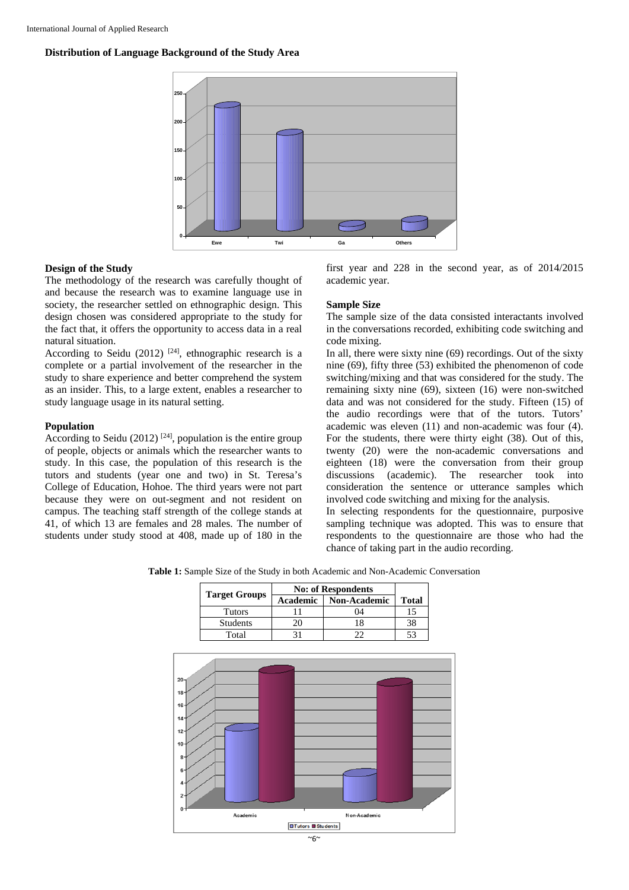### Distribution of Language Background of the Study Area

### Design of the Study

The methodology of the research was carefully thought of and because the research was to examine language use in society, the researcher settled on ethnographic design. This design chosen was considered appropriate to the study for the fact that, it offers the opportunity to access data in a real natural situation.

According to Seidu (2012) [24], ethnographic research is a complete or a partial involvement of the researcher in the study to share experience and better comprehend the system as an insider. This, to a large extent, enables a researcher to study language usage in its natural setting.

### Population

According to Seidu (2012) [24], population is the entire group of people, objects or animals which the researcher wants to study. In this case, the population of this research is the tutors and students (year one and two) in St. Teresa's College of Education, Hohoe. The third years were not part because they were on out-segment and not resident on campus. The teaching staff strength of the college stands at 41, of which 13 are females and 28 males. The number of students under study stood at 408, made up of 180 in the first year and 228 in the second year, as of 2014/2015 academic year.

### Sample Size

The sample size of the data consisted interactants involved in the conversations recorded, exhibiting code switching and code mixing.

In all, there were sixty nine (69) recordings. Out of the sixty nine (69), fifty three (53) exhibited the phenomenon of code switching/mixing and that was considered for the study. The remaining sixty nine (69), sixteen (16) were non-switched data and was not considered for the study. Fifteen (15) of the audio recordings were that of the tutors. Tutors' academic was eleven (11) and non-academic was four (4). For the students, there were thirty eight (38). Out of this, twenty (20) were the non-academic conversations and eighteen (18) were the conversation from their group discussions (academic). The researcher took into consideration the sentence or utterance samples which involved code switching and mixing for the analysis.

In selecting respondents for the questionnaire, purposive sampling technique was adopted. This was to ensure that respondents to the questionnaire are those who had the chance of taking part in the audio recording.

**Table 1:** Sample Size of the Study in both Academic and Non-Academic Conversation

| Target Groups | No: of Respondents | | Total |
|---|---|---|---|
| | Academic | Non-Academic | |
| Tutors | 11 | 04 | 15 |
| Students | 20 | 18 | 38 |
| Total | 31 | 22 | 53 |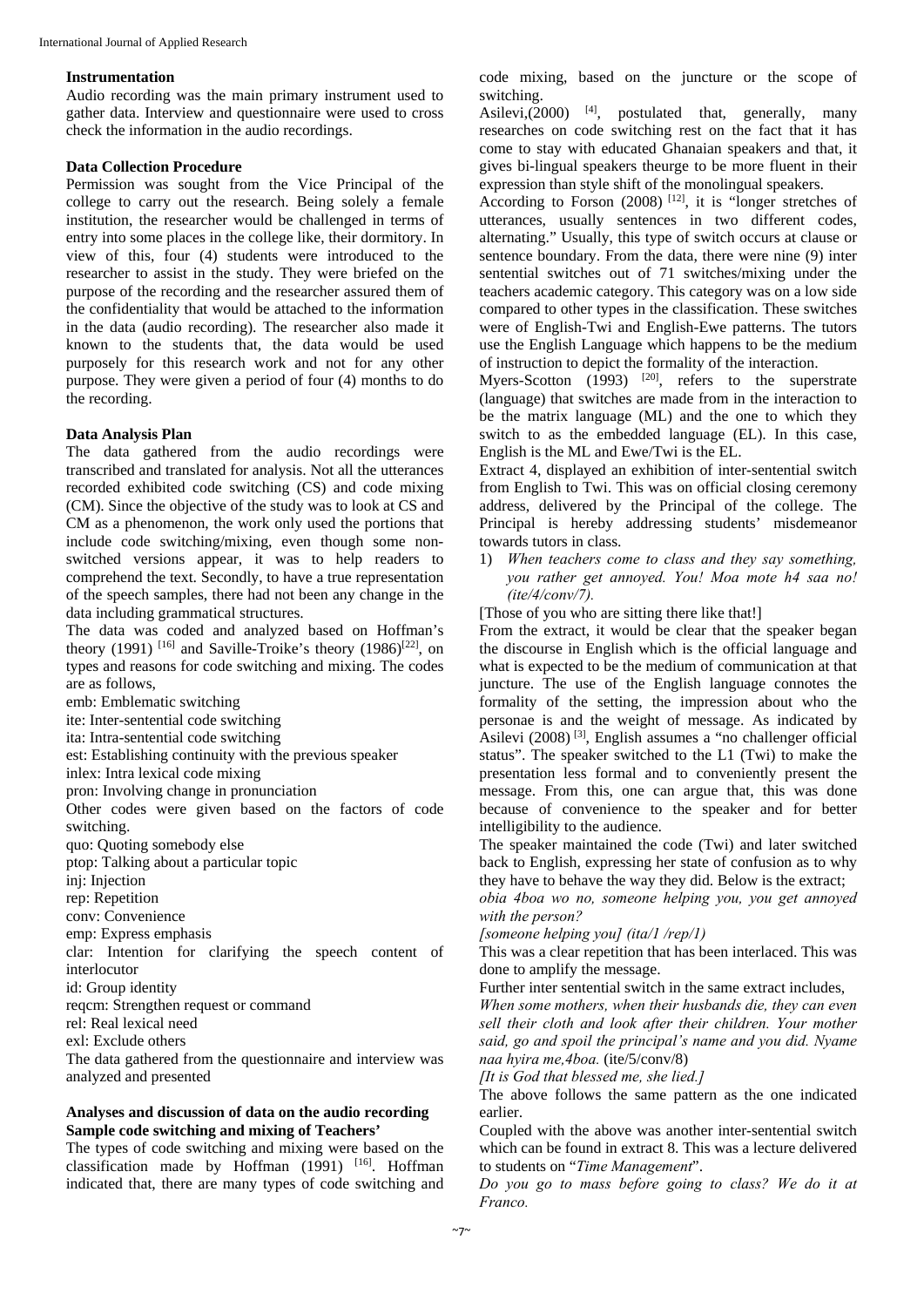### Instrumentation

Audio recording was the main primary instrument used to gather data. Interview and questionnaire were used to cross check the information in the audio recordings.

### Data Collection Procedure

Permission was sought from the Vice Principal of the college to carry out the research. Being solely a female institution, the researcher would be challenged in terms of entry into some places in the college like, their dormitory. In view of this, four (4) students were introduced to the researcher to assist in the study. They were briefed on the purpose of the recording and the researcher assured them of the confidentiality that would be attached to the information in the data (audio recording). The researcher also made it known to the students that, the data would be used purposely for this research work and not for any other purpose. They were given a period of four (4) months to do the recording.

### Data Analysis Plan

The data gathered from the audio recordings were transcribed and translated for analysis. Not all the utterances recorded exhibited code switching (CS) and code mixing (CM). Since the objective of the study was to look at CS and CM as a phenomenon, the work only used the portions that include code switching/mixing, even though some non-switched versions appear, it was to help readers to comprehend the text. Secondly, to have a true representation of the speech samples, there had not been any change in the data including grammatical structures.

The data was coded and analyzed based on Hoffman's theory (1991) [16] and Saville-Troike's theory (1986)[22], on types and reasons for code switching and mixing. The codes are as follows,

emb: Emblematic switching
ite: Inter-sentential code switching
ita: Intra-sentential code switching
est: Establishing continuity with the previous speaker
inlex: Intra lexical code mixing
pron: Involving change in pronunciation

Other codes were given based on the factors of code switching.

quo: Quoting somebody else
ptop: Talking about a particular topic
inj: Injection
rep: Repetition
conv: Convenience
emp: Express emphasis
clar: Intention for clarifying the speech content of interlocutor
id: Group identity
reqcm: Strengthen request or command
rel: Real lexical need
exl: Exclude others

The data gathered from the questionnaire and interview was analyzed and presented

### Analyses and discussion of data on the audio recording Sample code switching and mixing of Teachers'

The types of code switching and mixing were based on the classification made by Hoffman (1991) [16]. Hoffman indicated that, there are many types of code switching and code mixing, based on the juncture or the scope of switching.

Asilevi,(2000) [4], postulated that, generally, many researches on code switching rest on the fact that it has come to stay with educated Ghanaian speakers and that, it gives bi-lingual speakers theurge to be more fluent in their expression than style shift of the monolingual speakers.

According to Forson (2008) [12], it is "longer stretches of utterances, usually sentences in two different codes, alternating." Usually, this type of switch occurs at clause or sentence boundary. From the data, there were nine (9) inter sentential switches out of 71 switches/mixing under the teachers academic category. This category was on a low side compared to other types in the classification. These switches were of English-Twi and English-Ewe patterns. The tutors use the English Language which happens to be the medium of instruction to depict the formality of the interaction.

Myers-Scotton (1993) [20], refers to the superstrate (language) that switches are made from in the interaction to be the matrix language (ML) and the one to which they switch to as the embedded language (EL). In this case, English is the ML and Ewe/Twi is the EL.

Extract 4, displayed an exhibition of inter-sentential switch from English to Twi. This was on official closing ceremony address, delivered by the Principal of the college. The Principal is hereby addressing students' misdemeanor towards tutors in class.

1) *When teachers come to class and they say something, you rather get annoyed. You! Moa mote h4 saa no! (ite/4/conv/7).*

[Those of you who are sitting there like that!]

From the extract, it would be clear that the speaker began the discourse in English which is the official language and what is expected to be the medium of communication at that juncture. The use of the English language connotes the formality of the setting, the impression about who the personae is and the weight of message. As indicated by Asilevi (2008) [3], English assumes a "no challenger official status". The speaker switched to the L1 (Twi) to make the presentation less formal and to conveniently present the message. From this, one can argue that, this was done because of convenience to the speaker and for better intelligibility to the audience.

The speaker maintained the code (Twi) and later switched back to English, expressing her state of confusion as to why they have to behave the way they did. Below is the extract;

*obia 4boa wo no, someone helping you, you get annoyed with the person?*

*[someone helping you] (ita/1 /rep/1)*

This was a clear repetition that has been interlaced. This was done to amplify the message.

Further inter sentential switch in the same extract includes,

*When some mothers, when their husbands die, they can even sell their cloth and look after their children. Your mother said, go and spoil the principal's name and you did. Nyame naa hyira me,4boa.* (ite/5/conv/8)

*[It is God that blessed me, she lied.]*

The above follows the same pattern as the one indicated earlier.

Coupled with the above was another inter-sentential switch which can be found in extract 8. This was a lecture delivered to students on "*Time Management*".

*Do you go to mass before going to class? We do it at Franco.*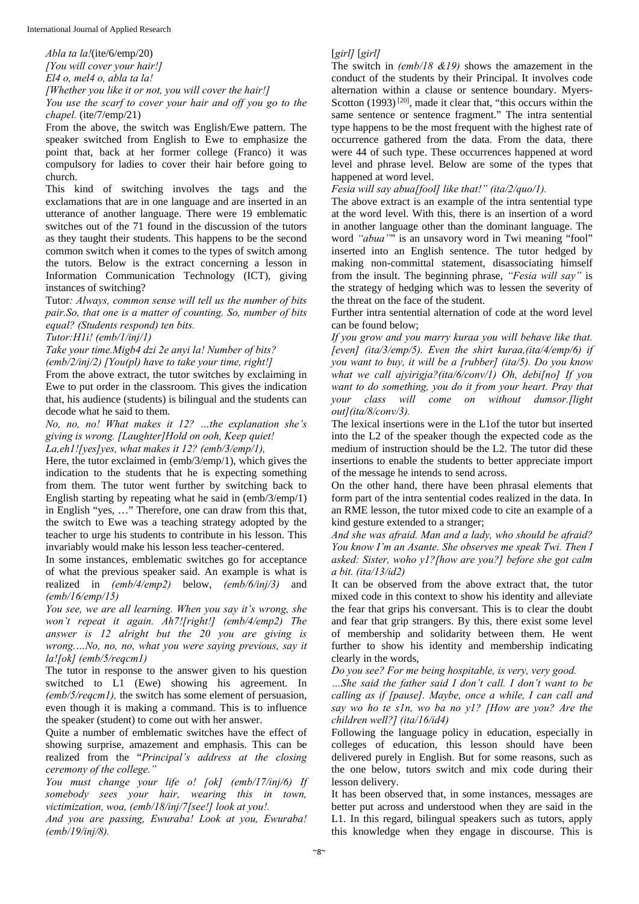*Abla ta la!*(ite/6/emp/20)

*[You will cover your hair!]*

*El4 o, mel4 o, abla ta la!*

*[Whether you like it or not, you will cover the hair!]*

*You use the scarf to cover your hair and off you go to the chapel.* (ite/7/emp/21)

From the above, the switch was English/Ewe pattern. The speaker switched from English to Ewe to emphasize the point that, back at her former college (Franco) it was compulsory for ladies to cover their hair before going to church.

This kind of switching involves the tags and the exclamations that are in one language and are inserted in an utterance of another language. There were 19 emblematic switches out of the 71 found in the discussion of the tutors as they taught their students. This happens to be the second common switch when it comes to the types of switch among the tutors. Below is the extract concerning a lesson in Information Communication Technology (ICT), giving instances of switching?

Tutor*: Always, common sense will tell us the number of bits pair.So, that one is a matter of counting. So, number of bits equal? (Students respond) ten bits.*

*Tutor:H1i! (emb/1/inj/1)*

*Take your time.Migb4 dzi 2e anyi la! Number of bits? (emb/2/inj/2) [You(pl) have to take your time, right!]*

From the above extract, the tutor switches by exclaiming in Ewe to put order in the classroom. This gives the indication that, his audience (students) is bilingual and the students can decode what he said to them.

*No, no, no! What makes it 12? …the explanation she's giving is wrong. [Laughter]Hold on ooh, Keep quiet! La,eh1![yes]yes, what makes it 12? (emb/3/emp/1),*

Here, the tutor exclaimed in (emb/3/emp/1), which gives the indication to the students that he is expecting something from them. The tutor went further by switching back to English starting by repeating what he said in (emb/3/emp/1) in English "yes, …" Therefore, one can draw from this that, the switch to Ewe was a teaching strategy adopted by the teacher to urge his students to contribute in his lesson. This invariably would make his lesson less teacher-centered.

In some instances, emblematic switches go for acceptance of what the previous speaker said. An example is what is realized in *(emb/4/emp2)* below, *(emb/6/inj/3)* and *(emb/16/emp/15)*

*You see, we are all learning. When you say it's wrong, she won't repeat it again. Ah7![right!] (emb/4/emp2) The answer is 12 alright but the 20 you are giving is wrong.…No, no, no, what you were saying previous, say it la![ok] (emb/5/reqcm1)*

The tutor in response to the answer given to his question switched to L1 (Ewe) showing his agreement. In *(emb/5/reqcm1),* the switch has some element of persuasion, even though it is making a command. This is to influence the speaker (student) to come out with her answer.

Quite a number of emblematic switches have the effect of showing surprise, amazement and emphasis. This can be realized from the "*Principal's address at the closing ceremony of the college."*

*You must change your life o! [ok] (emb/17/inj/6) If somebody sees your hair, wearing this in town, victimization, woa, (emb/18/inj/7[see!] look at you!.*

*And you are passing, Ewuraba! Look at you, Ewuraba! (emb/19/inj/8).*

*[girl] [girl]*

The switch in *(emb/18 &19)* shows the amazement in the conduct of the students by their Principal. It involves code alternation within a clause or sentence boundary. Myers-Scotton (1993) [20], made it clear that, "this occurs within the same sentence or sentence fragment." The intra sentential type happens to be the most frequent with the highest rate of occurrence gathered from the data. From the data, there were 44 of such type. These occurrences happened at word level and phrase level. Below are some of the types that happened at word level.

*Fesia will say abua[fool] like that!" (ita/2/quo/1).*

The above extract is an example of the intra sentential type at the word level. With this, there is an insertion of a word in another language other than the dominant language. The word *"abua""* is an unsavory word in Twi meaning "fool" inserted into an English sentence. The tutor hedged by making non-committal statement, disassociating himself from the insult. The beginning phrase, *"Fesia will say"* is the strategy of hedging which was to lessen the severity of the threat on the face of the student.

Further intra sentential alternation of code at the word level can be found below;

*If you grow and you marry kuraa you will behave like that. [even] (ita/3/emp/5). Even the shirt kuraa,(ita/4/emp/6) if you want to buy, it will be a [rubber] (ita/5). Do you know what we call ajyirigja?(ita/6/conv/1) Oh, debi[no] If you want to do something, you do it from your heart. Pray that your class will come on without dumsor.[light out](ita/8/conv/3).*

The lexical insertions were in the L1of the tutor but inserted into the L2 of the speaker though the expected code as the medium of instruction should be the L2. The tutor did these insertions to enable the students to better appreciate import of the message he intends to send across.

On the other hand, there have been phrasal elements that form part of the intra sentential codes realized in the data. In an RME lesson, the tutor mixed code to cite an example of a kind gesture extended to a stranger;

*And she was afraid. Man and a lady, who should be afraid? You know I'm an Asante. She observes me speak Twi. Then I asked: Sister, woho y1?[how are you?] before she got calm a bit. (ita/13/id2)*

It can be observed from the above extract that, the tutor mixed code in this context to show his identity and alleviate the fear that grips his conversant. This is to clear the doubt and fear that grip strangers. By this, there exist some level of membership and solidarity between them. He went further to show his identity and membership indicating clearly in the words,

*Do you see? For me being hospitable, is very, very good.*

*…She said the father said I don't call. I don't want to be calling as if [pause]. Maybe, once a while, I can call and say wo ho te s1n, wo ba no y1? [How are you? Are the children well?] (ita/16/id4)*

Following the language policy in education, especially in colleges of education, this lesson should have been delivered purely in English. But for some reasons, such as the one below, tutors switch and mix code during their lesson delivery.

It has been observed that, in some instances, messages are better put across and understood when they are said in the L1. In this regard, bilingual speakers such as tutors, apply this knowledge when they engage in discourse. This is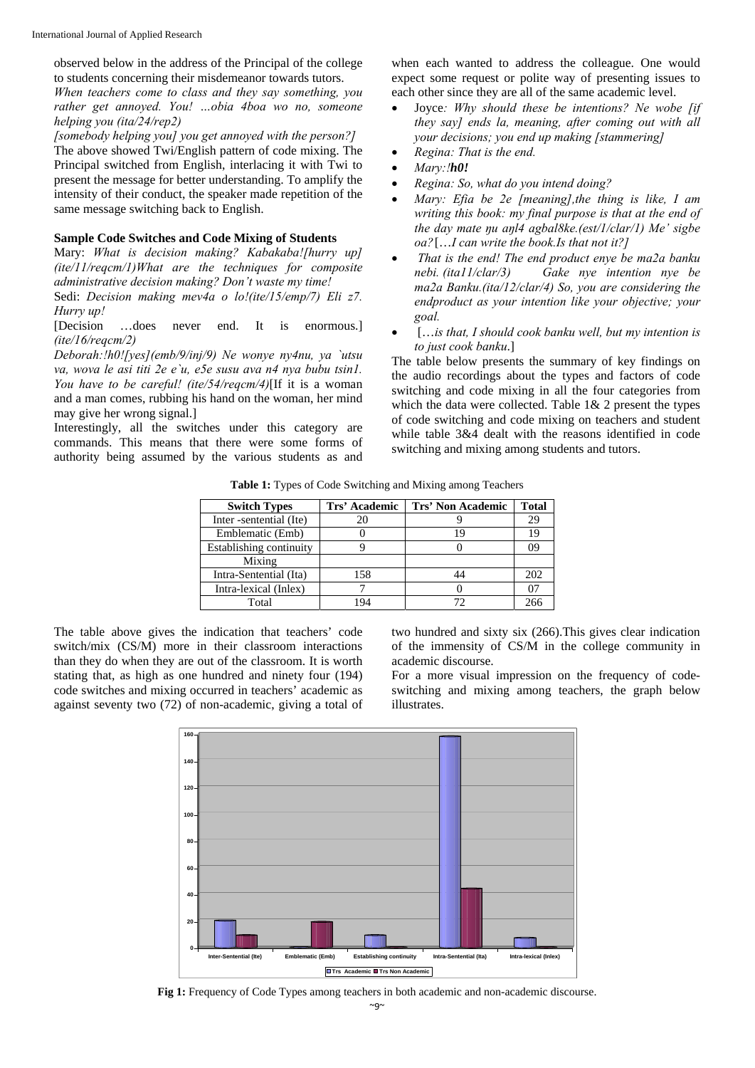observed below in the address of the Principal of the college to students concerning their misdemeanor towards tutors.

*When teachers come to class and they say something, you rather get annoyed. You! …obia 4boa wo no, someone helping you (ita/24/rep2)*

*[somebody helping you] you get annoyed with the person?]*

The above showed Twi/English pattern of code mixing. The Principal switched from English, interlacing it with Twi to present the message for better understanding. To amplify the intensity of their conduct, the speaker made repetition of the same message switching back to English.

### Sample Code Switches and Code Mixing of Students

Mary: *What is decision making? Kabakaba![hurry up] (ite/11/reqcm/1)What are the techniques for composite administrative decision making? Don't waste my time!*

Sedi: *Decision making mev4a o lo!(ite/15/emp/7) Eli z7. Hurry up!*

[Decision …does never end. It is enormous.] *(ite/16/reqcm/2)*

*Deborah:!h0![yes](emb/9/inj/9) Ne wonye ny4nu, ya `utsu va, wova le asi titi 2e e`u, e5e susu ava n4 nya bubu tsin1. You have to be careful! (ite/54/reqcm/4)*[If it is a woman and a man comes, rubbing his hand on the woman, her mind may give her wrong signal.]

Interestingly, all the switches under this category are commands. This means that there were some forms of authority being assumed by the various students as and when each wanted to address the colleague. One would expect some request or polite way of presenting issues to each other since they are all of the same academic level.

- Joyce*: Why should these be intentions? Ne wobe [if they say] ends la, meaning, after coming out with all your decisions; you end up making [stammering]*
- *Regina: That is the end.*
- *Mary:!**h0!***
- *Regina: So, what do you intend doing?*
- *Mary: Efia be 2e [meaning],the thing is like, I am writing this book: my final purpose is that at the end of the day mate ŋu aŋl4 agbal8ke.(est/1/clar/1) Me' sigbe oa?*[*…I can write the book.Is that not it?]*
- *That is the end! The end product enye be ma2a banku nebi. (ita11/clar/3) Gake nye intention nye be ma2a Banku.(ita/12/clar/4) So, you are considering the endproduct as your intention like your objective; your goal.*
- […*is that, I should cook banku well, but my intention is to just cook banku.*]

The table below presents the summary of key findings on the audio recordings about the types and factors of code switching and code mixing in all the four categories from which the data were collected. Table 1& 2 present the types of code switching and code mixing on teachers and student while table 3&4 dealt with the reasons identified in code switching and mixing among students and tutors.

**Table 1:** Types of Code Switching and Mixing among Teachers

| Switch Types | Trs' Academic | Trs' Non Academic | Total |
|---|---|---|---|
| Inter -sentential (Ite) | 20 | 9 | 29 |
| Emblematic (Emb) | 0 | 19 | 19 |
| Establishing continuity | 9 | 0 | 09 |
| Mixing | | | |
| Intra-Sentential (Ita) | 158 | 44 | 202 |
| Intra-lexical (Inlex) | 7 | 0 | 07 |
| Total | 194 | 72 | 266 |

The table above gives the indication that teachers' code switch/mix (CS/M) more in their classroom interactions than they do when they are out of the classroom. It is worth stating that, as high as one hundred and ninety four (194) code switches and mixing occurred in teachers' academic as against seventy two (72) of non-academic, giving a total of two hundred and sixty six (266).This gives clear indication of the immensity of CS/M in the college community in academic discourse.

For a more visual impression on the frequency of code-switching and mixing among teachers, the graph below illustrates.

**Fig 1:** Frequency of Code Types among teachers in both academic and non-academic discourse.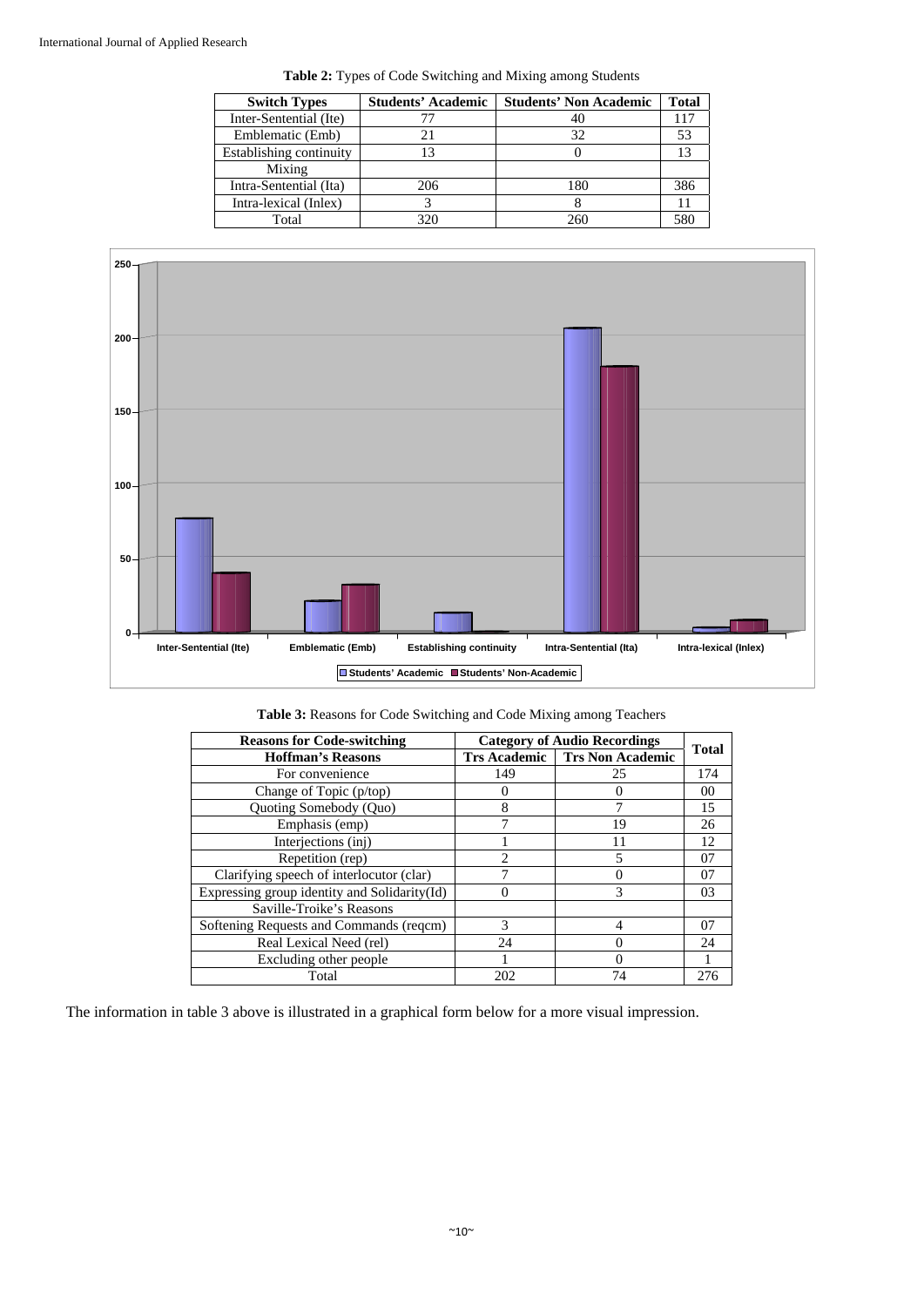**Table 2:** Types of Code Switching and Mixing among Students

| Switch Types | Students' Academic | Students' Non Academic | Total |
|---|---|---|---|
| Inter-Sentential (Ite) | 77 | 40 | 117 |
| Emblematic (Emb) | 21 | 32 | 53 |
| Establishing continuity | 13 | 0 | 13 |
| Mixing | | | |
| Intra-Sentential (Ita) | 206 | 180 | 386 |
| Intra-lexical (Inlex) | 3 | 8 | 11 |
| Total | 320 | 260 | 580 |

**Table 3:** Reasons for Code Switching and Code Mixing among Teachers

| Reasons for Code-switching | Category of Audio Recordings | | Total |
|---|---|---|---|
| Hoffman's Reasons | Trs Academic | Trs Non Academic | |
| For convenience | 149 | 25 | 174 |
| Change of Topic (p/top) | 0 | 0 | 00 |
| Quoting Somebody (Quo) | 8 | 7 | 15 |
| Emphasis (emp) | 7 | 19 | 26 |
| Interjections (inj) | 1 | 11 | 12 |
| Repetition (rep) | 2 | 5 | 07 |
| Clarifying speech of interlocutor (clar) | 7 | 0 | 07 |
| Expressing group identity and Solidarity(Id) | 0 | 3 | 03 |
| Saville-Troike's Reasons | | | |
| Softening Requests and Commands (reqcm) | 3 | 4 | 07 |
| Real Lexical Need (rel) | 24 | 0 | 24 |
| Excluding other people | 1 | 0 | 1 |
| Total | 202 | 74 | 276 |

The information in table 3 above is illustrated in a graphical form below for a more visual impression.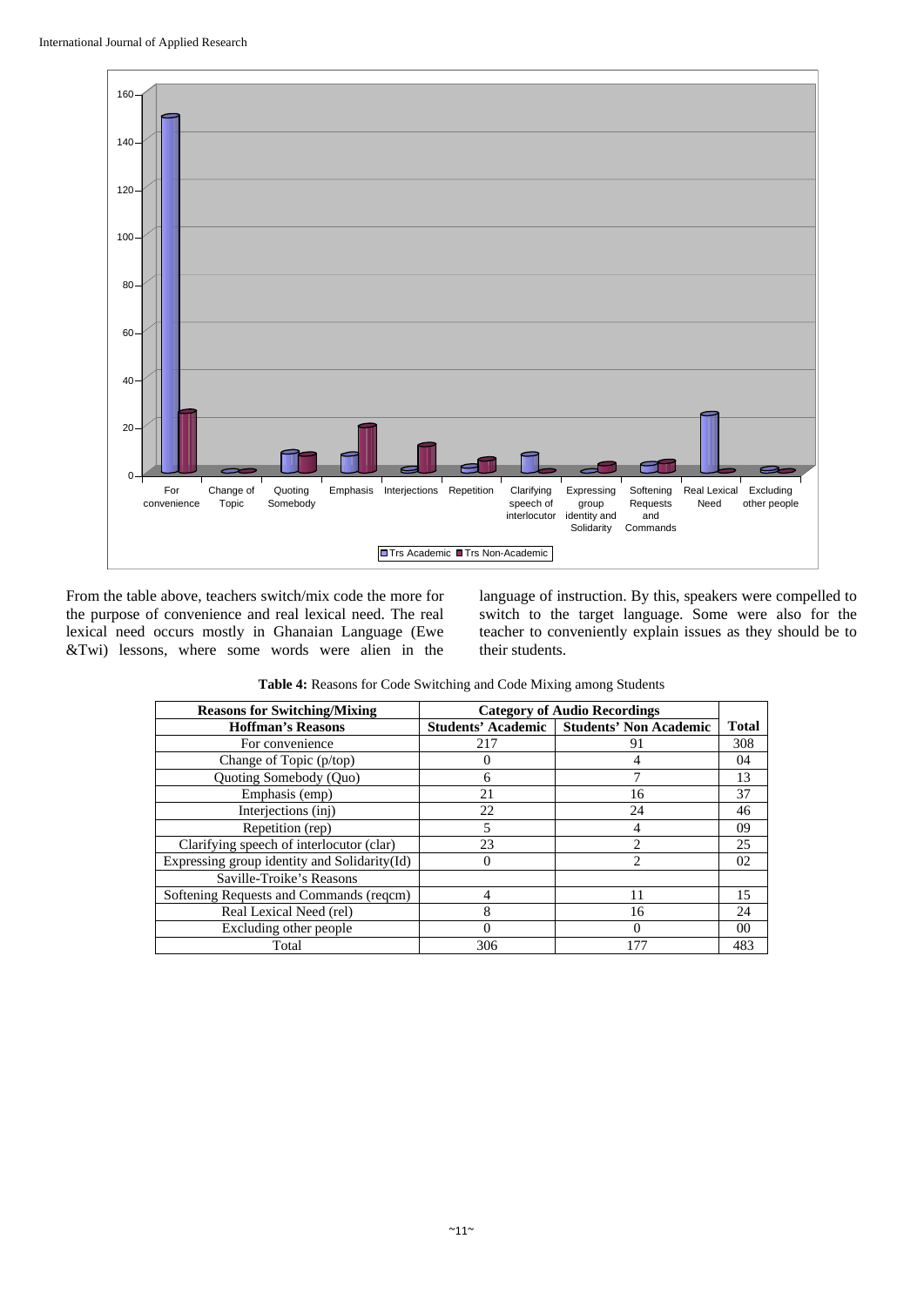From the table above, teachers switch/mix code the more for the purpose of convenience and real lexical need. The real lexical need occurs mostly in Ghanaian Language (Ewe &Twi) lessons, where some words were alien in the language of instruction. By this, speakers were compelled to switch to the target language. Some were also for the teacher to conveniently explain issues as they should be to their students.

**Table 4:** Reasons for Code Switching and Code Mixing among Students

| Reasons for Switching/Mixing | Category of Audio Recordings | | |
|---|---|---|---|
| **Hoffman's Reasons** | **Students' Academic** | **Students' Non Academic** | **Total** |
| For convenience | 217 | 91 | 308 |
| Change of Topic (p/top) | 0 | 4 | 04 |
| Quoting Somebody (Quo) | 6 | 7 | 13 |
| Emphasis (emp) | 21 | 16 | 37 |
| Interjections (inj) | 22 | 24 | 46 |
| Repetition (rep) | 5 | 4 | 09 |
| Clarifying speech of interlocutor (clar) | 23 | 2 | 25 |
| Expressing group identity and Solidarity(Id) | 0 | 2 | 02 |
| Saville-Troike's Reasons | | | |
| Softening Requests and Commands (reqcm) | 4 | 11 | 15 |
| Real Lexical Need (rel) | 8 | 16 | 24 |
| Excluding other people | 0 | 0 | 00 |
| Total | 306 | 177 | 483 |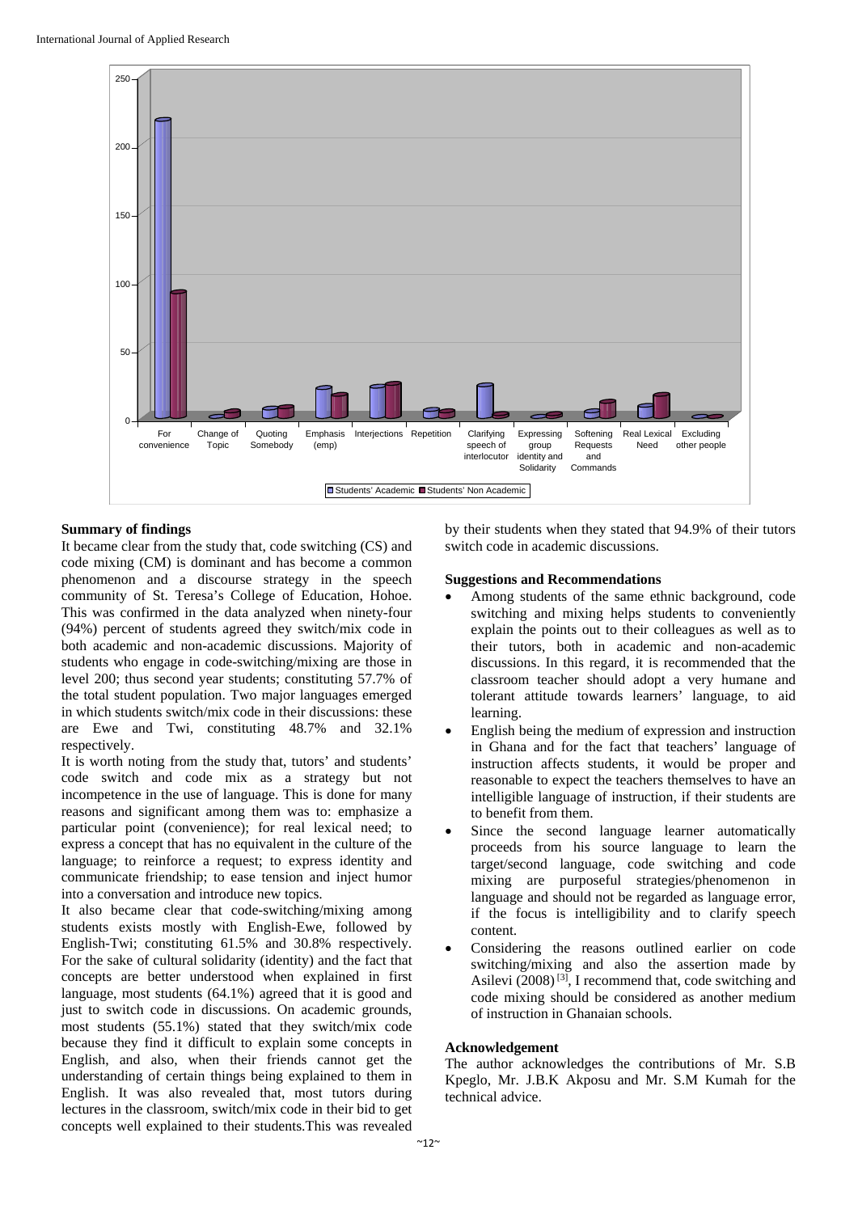## Summary of findings

It became clear from the study that, code switching (CS) and code mixing (CM) is dominant and has become a common phenomenon and a discourse strategy in the speech community of St. Teresa's College of Education, Hohoe. This was confirmed in the data analyzed when ninety-four (94%) percent of students agreed they switch/mix code in both academic and non-academic discussions. Majority of students who engage in code-switching/mixing are those in level 200; thus second year students; constituting 57.7% of the total student population. Two major languages emerged in which students switch/mix code in their discussions: these are Ewe and Twi, constituting 48.7% and 32.1% respectively.

It is worth noting from the study that, tutors' and students' code switch and code mix as a strategy but not incompetence in the use of language. This is done for many reasons and significant among them was to: emphasize a particular point (convenience); for real lexical need; to express a concept that has no equivalent in the culture of the language; to reinforce a request; to express identity and communicate friendship; to ease tension and inject humor into a conversation and introduce new topics.

It also became clear that code-switching/mixing among students exists mostly with English-Ewe, followed by English-Twi; constituting 61.5% and 30.8% respectively. For the sake of cultural solidarity (identity) and the fact that concepts are better understood when explained in first language, most students (64.1%) agreed that it is good and just to switch code in discussions. On academic grounds, most students (55.1%) stated that they switch/mix code because they find it difficult to explain some concepts in English, and also, when their friends cannot get the understanding of certain things being explained to them in English. It was also revealed that, most tutors during lectures in the classroom, switch/mix code in their bid to get concepts well explained to their students.This was revealed by their students when they stated that 94.9% of their tutors switch code in academic discussions.

## Suggestions and Recommendations

- Among students of the same ethnic background, code switching and mixing helps students to conveniently explain the points out to their colleagues as well as to their tutors, both in academic and non-academic discussions. In this regard, it is recommended that the classroom teacher should adopt a very humane and tolerant attitude towards learners' language, to aid learning.
- English being the medium of expression and instruction in Ghana and for the fact that teachers' language of instruction affects students, it would be proper and reasonable to expect the teachers themselves to have an intelligible language of instruction, if their students are to benefit from them.
- Since the second language learner automatically proceeds from his source language to learn the target/second language, code switching and code mixing are purposeful strategies/phenomenon in language and should not be regarded as language error, if the focus is intelligibility and to clarify speech content.
- Considering the reasons outlined earlier on code switching/mixing and also the assertion made by Asilevi (2008) [3], I recommend that, code switching and code mixing should be considered as another medium of instruction in Ghanaian schools.

## Acknowledgement

The author acknowledges the contributions of Mr. S.B Kpeglo, Mr. J.B.K Akposu and Mr. S.M Kumah for the technical advice.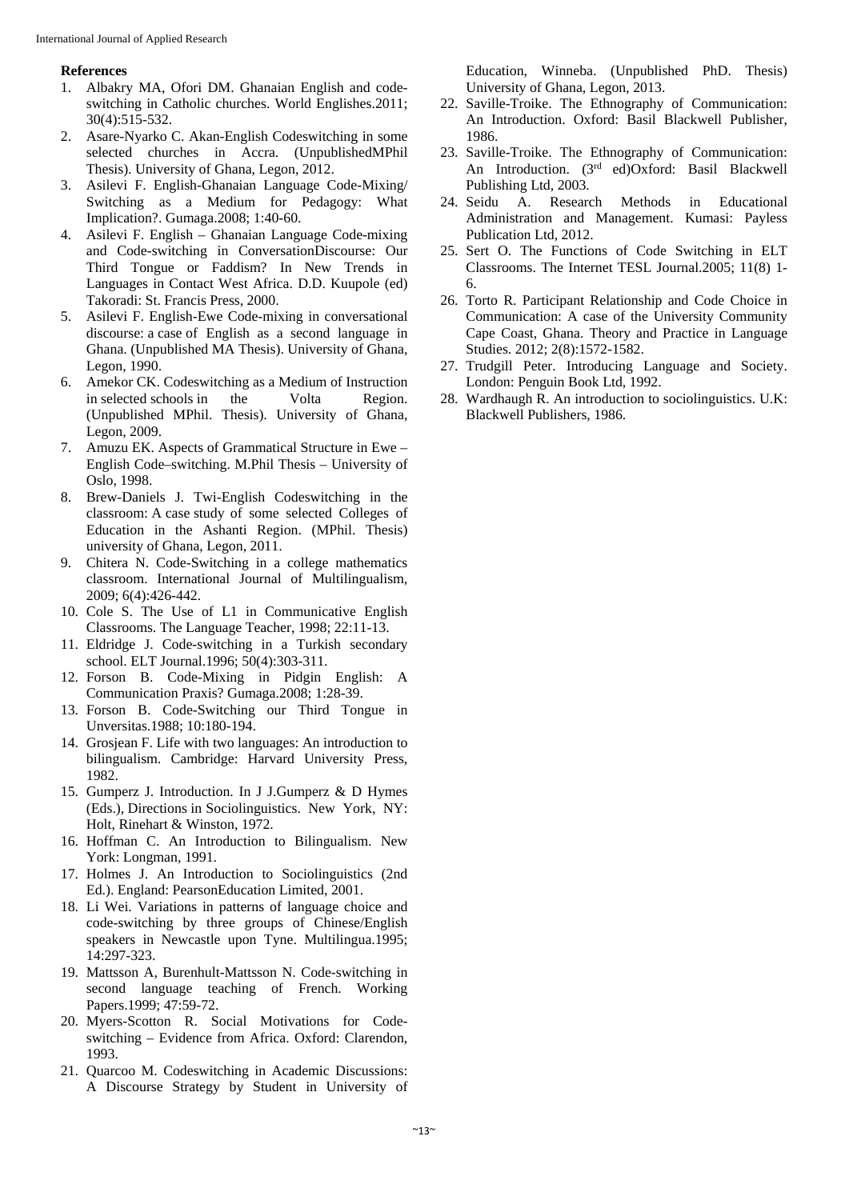**References**

1. Albakry MA, Ofori DM. Ghanaian English and code-switching in Catholic churches. World Englishes.2011; 30(4):515-532.
2. Asare-Nyarko C. Akan-English Codeswitching in some selected churches in Accra. (UnpublishedMPhil Thesis). University of Ghana, Legon, 2012.
3. Asilevi F. English-Ghanaian Language Code-Mixing/ Switching as a Medium for Pedagogy: What Implication?. Gumaga.2008; 1:40-60.
4. Asilevi F. English – Ghanaian Language Code-mixing and Code-switching in ConversationDiscourse: Our Third Tongue or Faddism? In New Trends in Languages in Contact West Africa. D.D. Kuupole (ed) Takoradi: St. Francis Press, 2000.
5. Asilevi F. English-Ewe Code-mixing in conversational discourse: a case of English as a second language in Ghana. (Unpublished MA Thesis). University of Ghana, Legon, 1990.
6. Amekor CK. Codeswitching as a Medium of Instruction in selected schools in the Volta Region. (Unpublished MPhil. Thesis). University of Ghana, Legon, 2009.
7. Amuzu EK. Aspects of Grammatical Structure in Ewe – English Code–switching. M.Phil Thesis – University of Oslo, 1998.
8. Brew-Daniels J. Twi-English Codeswitching in the classroom: A case study of some selected Colleges of Education in the Ashanti Region. (MPhil. Thesis) university of Ghana, Legon, 2011.
9. Chitera N. Code-Switching in a college mathematics classroom. International Journal of Multilingualism, 2009; 6(4):426-442.
10. Cole S. The Use of L1 in Communicative English Classrooms. The Language Teacher, 1998; 22:11-13.
11. Eldridge J. Code-switching in a Turkish secondary school. ELT Journal.1996; 50(4):303-311.
12. Forson B. Code-Mixing in Pidgin English: A Communication Praxis? Gumaga.2008; 1:28-39.
13. Forson B. Code-Switching our Third Tongue in Unversitas.1988; 10:180-194.
14. Grosjean F. Life with two languages: An introduction to bilingualism. Cambridge: Harvard University Press, 1982.
15. Gumperz J. Introduction. In J J.Gumperz & D Hymes (Eds.), Directions in Sociolinguistics. New York, NY: Holt, Rinehart & Winston, 1972.
16. Hoffman C. An Introduction to Bilingualism. New York: Longman, 1991.
17. Holmes J. An Introduction to Sociolinguistics (2nd Ed.). England: PearsonEducation Limited, 2001.
18. Li Wei. Variations in patterns of language choice and code-switching by three groups of Chinese/English speakers in Newcastle upon Tyne. Multilingua.1995; 14:297-323.
19. Mattsson A, Burenhult-Mattsson N. Code-switching in second language teaching of French. Working Papers.1999; 47:59-72.
20. Myers-Scotton R. Social Motivations for Code-switching – Evidence from Africa. Oxford: Clarendon, 1993.
21. Quarcoo M. Codeswitching in Academic Discussions: A Discourse Strategy by Student in University of Education, Winneba. (Unpublished PhD. Thesis) University of Ghana, Legon, 2013.
22. Saville-Troike. The Ethnography of Communication: An Introduction. Oxford: Basil Blackwell Publisher, 1986.
23. Saville-Troike. The Ethnography of Communication: An Introduction. (3rd ed)Oxford: Basil Blackwell Publishing Ltd, 2003.
24. Seidu A. Research Methods in Educational Administration and Management. Kumasi: Payless Publication Ltd, 2012.
25. Sert O. The Functions of Code Switching in ELT Classrooms. The Internet TESL Journal.2005; 11(8) 1-6.
26. Torto R. Participant Relationship and Code Choice in Communication: A case of the University Community Cape Coast, Ghana. Theory and Practice in Language Studies. 2012; 2(8):1572-1582.
27. Trudgill Peter. Introducing Language and Society. London: Penguin Book Ltd, 1992.
28. Wardhaugh R. An introduction to sociolinguistics. U.K: Blackwell Publishers, 1986.